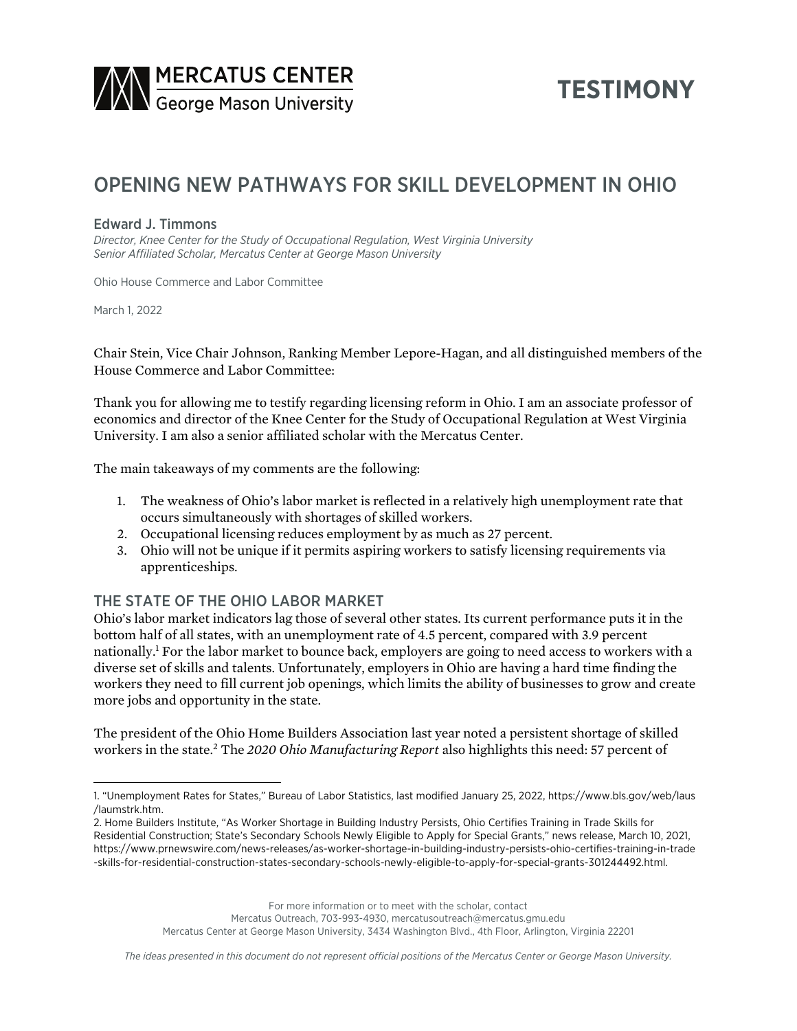MERCATUS CENTER
George Mason University

TESTIMONY

# OPENING NEW PATHWAYS FOR SKILL DEVELOPMENT IN OHIO

**Edward J. Timmons**
*Director, Knee Center for the Study of Occupational Regulation, West Virginia University*
*Senior Affiliated Scholar, Mercatus Center at George Mason University*

Ohio House Commerce and Labor Committee

March 1, 2022

Chair Stein, Vice Chair Johnson, Ranking Member Lepore-Hagan, and all distinguished members of the House Commerce and Labor Committee:

Thank you for allowing me to testify regarding licensing reform in Ohio. I am an associate professor of economics and director of the Knee Center for the Study of Occupational Regulation at West Virginia University. I am also a senior affiliated scholar with the Mercatus Center.

The main takeaways of my comments are the following:

1. The weakness of Ohio's labor market is reflected in a relatively high unemployment rate that occurs simultaneously with shortages of skilled workers.
2. Occupational licensing reduces employment by as much as 27 percent.
3. Ohio will not be unique if it permits aspiring workers to satisfy licensing requirements via apprenticeships.

## THE STATE OF THE OHIO LABOR MARKET

Ohio's labor market indicators lag those of several other states. Its current performance puts it in the bottom half of all states, with an unemployment rate of 4.5 percent, compared with 3.9 percent nationally.[1] For the labor market to bounce back, employers are going to need access to workers with a diverse set of skills and talents. Unfortunately, employers in Ohio are having a hard time finding the workers they need to fill current job openings, which limits the ability of businesses to grow and create more jobs and opportunity in the state.

The president of the Ohio Home Builders Association last year noted a persistent shortage of skilled workers in the state.[2] The *2020 Ohio Manufacturing Report* also highlights this need: 57 percent of

1. "Unemployment Rates for States," Bureau of Labor Statistics, last modified January 25, 2022, https://www.bls.gov/web/laus/laumstrk.htm.
2. Home Builders Institute, "As Worker Shortage in Building Industry Persists, Ohio Certifies Training in Trade Skills for Residential Construction; State's Secondary Schools Newly Eligible to Apply for Special Grants," news release, March 10, 2021, https://www.prnewswire.com/news-releases/as-worker-shortage-in-building-industry-persists-ohio-certifies-training-in-trade-skills-for-residential-construction-states-secondary-schools-newly-eligible-to-apply-for-special-grants-301244492.html.

For more information or to meet with the scholar, contact
Mercatus Outreach, 703-993-4930, mercatusoutreach@mercatus.gmu.edu
Mercatus Center at George Mason University, 3434 Washington Blvd., 4th Floor, Arlington, Virginia 22201

*The ideas presented in this document do not represent official positions of the Mercatus Center or George Mason University.*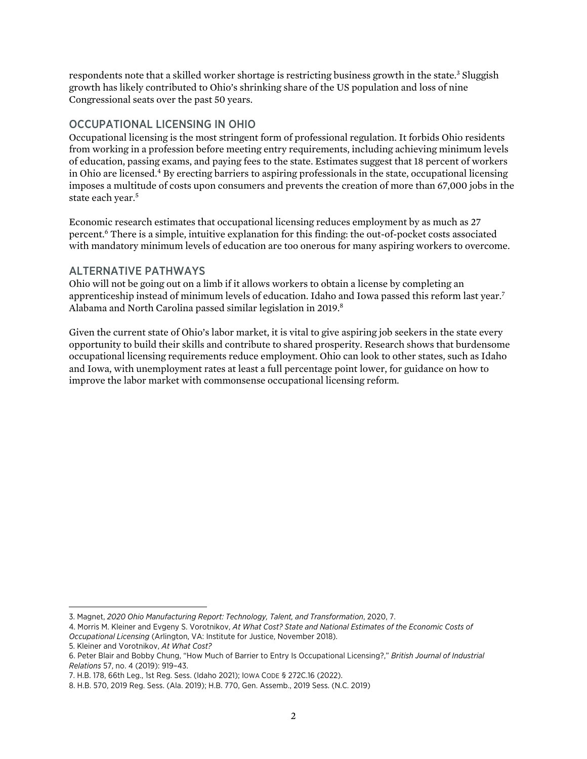respondents note that a skilled worker shortage is restricting business growth in the state.[3] Sluggish growth has likely contributed to Ohio's shrinking share of the US population and loss of nine Congressional seats over the past 50 years.

## OCCUPATIONAL LICENSING IN OHIO

Occupational licensing is the most stringent form of professional regulation. It forbids Ohio residents from working in a profession before meeting entry requirements, including achieving minimum levels of education, passing exams, and paying fees to the state. Estimates suggest that 18 percent of workers in Ohio are licensed.[4] By erecting barriers to aspiring professionals in the state, occupational licensing imposes a multitude of costs upon consumers and prevents the creation of more than 67,000 jobs in the state each year.[5]

Economic research estimates that occupational licensing reduces employment by as much as 27 percent.[6] There is a simple, intuitive explanation for this finding: the out-of-pocket costs associated with mandatory minimum levels of education are too onerous for many aspiring workers to overcome.

## ALTERNATIVE PATHWAYS

Ohio will not be going out on a limb if it allows workers to obtain a license by completing an apprenticeship instead of minimum levels of education. Idaho and Iowa passed this reform last year.[7] Alabama and North Carolina passed similar legislation in 2019.[8]

Given the current state of Ohio's labor market, it is vital to give aspiring job seekers in the state every opportunity to build their skills and contribute to shared prosperity. Research shows that burdensome occupational licensing requirements reduce employment. Ohio can look to other states, such as Idaho and Iowa, with unemployment rates at least a full percentage point lower, for guidance on how to improve the labor market with commonsense occupational licensing reform.

---

3. Magnet, *2020 Ohio Manufacturing Report: Technology, Talent, and Transformation*, 2020, 7.
4. Morris M. Kleiner and Evgeny S. Vorotnikov, *At What Cost? State and National Estimates of the Economic Costs of Occupational Licensing* (Arlington, VA: Institute for Justice, November 2018).
5. Kleiner and Vorotnikov, *At What Cost?*
6. Peter Blair and Bobby Chung, "How Much of Barrier to Entry Is Occupational Licensing?," *British Journal of Industrial Relations* 57, no. 4 (2019): 919–43.
7. H.B. 178, 66th Leg., 1st Reg. Sess. (Idaho 2021); IOWA CODE § 272C.16 (2022).
8. H.B. 570, 2019 Reg. Sess. (Ala. 2019); H.B. 770, Gen. Assemb., 2019 Sess. (N.C. 2019)